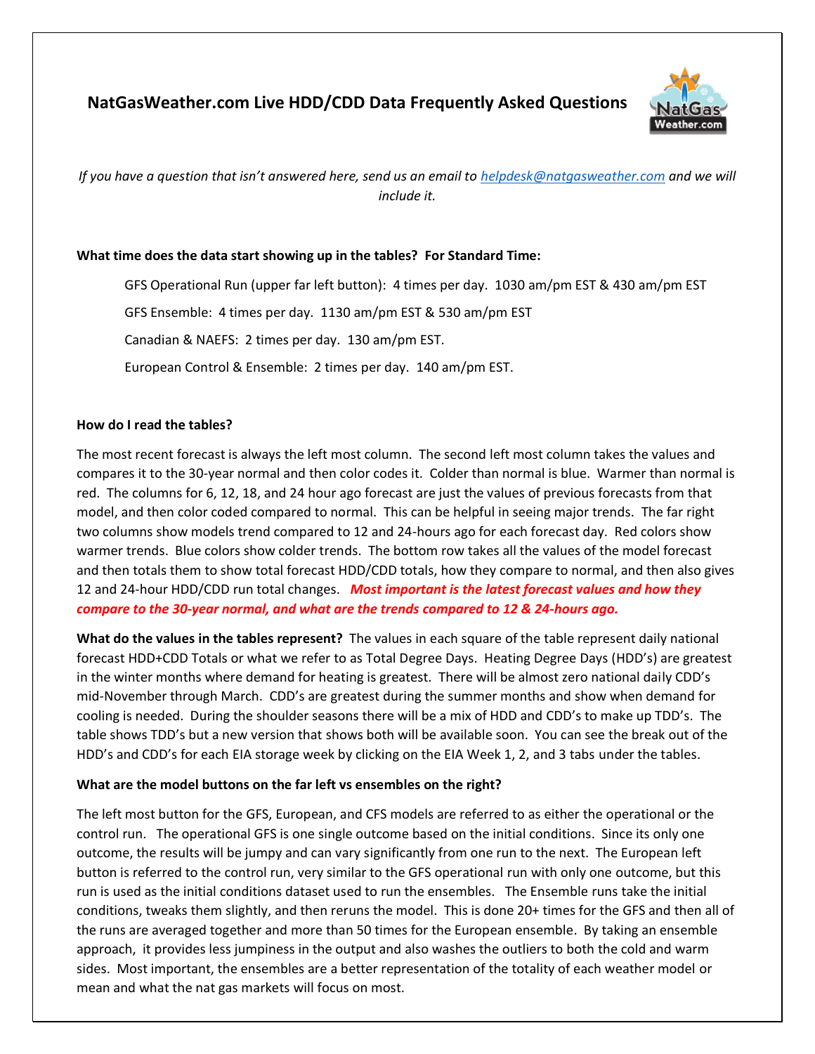# NatGasWeather.com Live HDD/CDD Data Frequently Asked Questions

*If you have a question that isn't answered here, send us an email to [helpdesk@natgasweather.com](mailto:helpdesk@natgasweather.com) and we will include it.*

**What time does the data start showing up in the tables? For Standard Time:**

GFS Operational Run (upper far left button): 4 times per day. 1030 am/pm EST & 430 am/pm EST

GFS Ensemble: 4 times per day. 1130 am/pm EST & 530 am/pm EST

Canadian & NAEFS: 2 times per day. 130 am/pm EST.

European Control & Ensemble: 2 times per day. 140 am/pm EST.

**How do I read the tables?**

The most recent forecast is always the left most column. The second left most column takes the values and compares it to the 30-year normal and then color codes it. Colder than normal is blue. Warmer than normal is red. The columns for 6, 12, 18, and 24 hour ago forecast are just the values of previous forecasts from that model, and then color coded compared to normal. This can be helpful in seeing major trends. The far right two columns show models trend compared to 12 and 24-hours ago for each forecast day. Red colors show warmer trends. Blue colors show colder trends. The bottom row takes all the values of the model forecast and then totals them to show total forecast HDD/CDD totals, how they compare to normal, and then also gives 12 and 24-hour HDD/CDD run total changes. ***Most important is the latest forecast values and how they compare to the 30-year normal, and what are the trends compared to 12 & 24-hours ago.***

**What do the values in the tables represent?** The values in each square of the table represent daily national forecast HDD+CDD Totals or what we refer to as Total Degree Days. Heating Degree Days (HDD's) are greatest in the winter months where demand for heating is greatest. There will be almost zero national daily CDD's mid-November through March. CDD's are greatest during the summer months and show when demand for cooling is needed. During the shoulder seasons there will be a mix of HDD and CDD's to make up TDD's. The table shows TDD's but a new version that shows both will be available soon. You can see the break out of the HDD's and CDD's for each EIA storage week by clicking on the EIA Week 1, 2, and 3 tabs under the tables.

**What are the model buttons on the far left vs ensembles on the right?**

The left most button for the GFS, European, and CFS models are referred to as either the operational or the control run. The operational GFS is one single outcome based on the initial conditions. Since its only one outcome, the results will be jumpy and can vary significantly from one run to the next. The European left button is referred to the control run, very similar to the GFS operational run with only one outcome, but this run is used as the initial conditions dataset used to run the ensembles. The Ensemble runs take the initial conditions, tweaks them slightly, and then reruns the model. This is done 20+ times for the GFS and then all of the runs are averaged together and more than 50 times for the European ensemble. By taking an ensemble approach, it provides less jumpiness in the output and also washes the outliers to both the cold and warm sides. Most important, the ensembles are a better representation of the totality of each weather model or mean and what the nat gas markets will focus on most.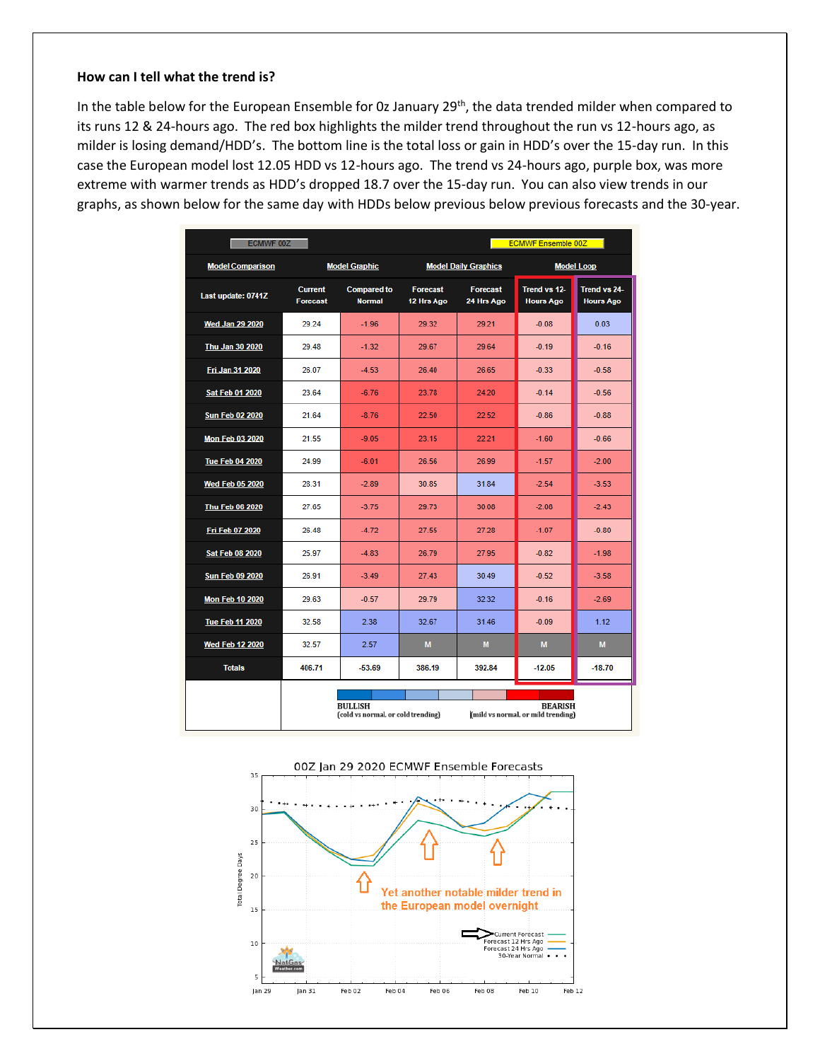**How can I tell what the trend is?**

In the table below for the European Ensemble for 0z January 29th, the data trended milder when compared to its runs 12 & 24-hours ago. The red box highlights the milder trend throughout the run vs 12-hours ago, as milder is losing demand/HDD's. The bottom line is the total loss or gain in HDD's over the 15-day run. In this case the European model lost 12.05 HDD vs 12-hours ago. The trend vs 24-hours ago, purple box, was more extreme with warmer trends as HDD's dropped 18.7 over the 15-day run. You can also view trends in our graphs, as shown below for the same day with HDDs below previous below previous forecasts and the 30-year.

ECMWF 00Z | ECMWF Ensemble 00Z

Model Comparison | Model Graphic | Model Daily Graphics | Model Loop

| Last update: 0741Z | Current Forecast | Compared to Normal | Forecast 12 Hrs Ago | Forecast 24 Hrs Ago | Trend vs 12-Hours Ago | Trend vs 24-Hours Ago |
|---|---|---|---|---|---|---|
| Wed Jan 29 2020 | 29.24 | -1.96 | 29.32 | 29.21 | -0.08 | 0.03 |
| Thu Jan 30 2020 | 29.48 | -1.32 | 29.67 | 29.64 | -0.19 | -0.16 |
| Fri Jan 31 2020 | 26.07 | -4.53 | 26.40 | 26.65 | -0.33 | -0.58 |
| Sat Feb 01 2020 | 23.64 | -6.76 | 23.78 | 24.20 | -0.14 | -0.56 |
| Sun Feb 02 2020 | 21.64 | -8.76 | 22.50 | 22.52 | -0.86 | -0.88 |
| Mon Feb 03 2020 | 21.55 | -9.05 | 23.15 | 22.21 | -1.60 | -0.66 |
| Tue Feb 04 2020 | 24.99 | -6.01 | 26.56 | 26.99 | -1.57 | -2.00 |
| Wed Feb 05 2020 | 28.31 | -2.89 | 30.85 | 31.84 | -2.54 | -3.53 |
| Thu Feb 06 2020 | 27.65 | -3.75 | 29.73 | 30.08 | -2.08 | -2.43 |
| Fri Feb 07 2020 | 26.48 | -4.72 | 27.55 | 27.28 | -1.07 | -0.80 |
| Sat Feb 08 2020 | 25.97 | -4.83 | 26.79 | 27.95 | -0.82 | -1.98 |
| Sun Feb 09 2020 | 26.91 | -3.49 | 27.43 | 30.49 | -0.52 | -3.58 |
| Mon Feb 10 2020 | 29.63 | -0.57 | 29.79 | 32.32 | -0.16 | -2.69 |
| Tue Feb 11 2020 | 32.58 | 2.38 | 32.67 | 31.46 | -0.09 | 1.12 |
| Wed Feb 12 2020 | 32.57 | 2.57 | M | M | M | M |
| Totals | 406.71 | -53.69 | 386.19 | 392.84 | -12.05 | -18.70 |

BULLISH (cold vs normal, or cold trending)
BEARISH (mild vs normal, or mild trending)

00Z Jan 29 2020 ECMWF Ensemble Forecasts

Total Degree Days

35
30
25
20
15
10
5

Jan 29 Jan 31 Feb 02 Feb 04 Feb 06 Feb 08 Feb 10 Feb 12

Yet another notable milder trend in the European model overnight

Current Forecast
Forecast 12 Hrs Ago
Forecast 24 Hrs Ago
30-Year Normal

NatGas Weather.com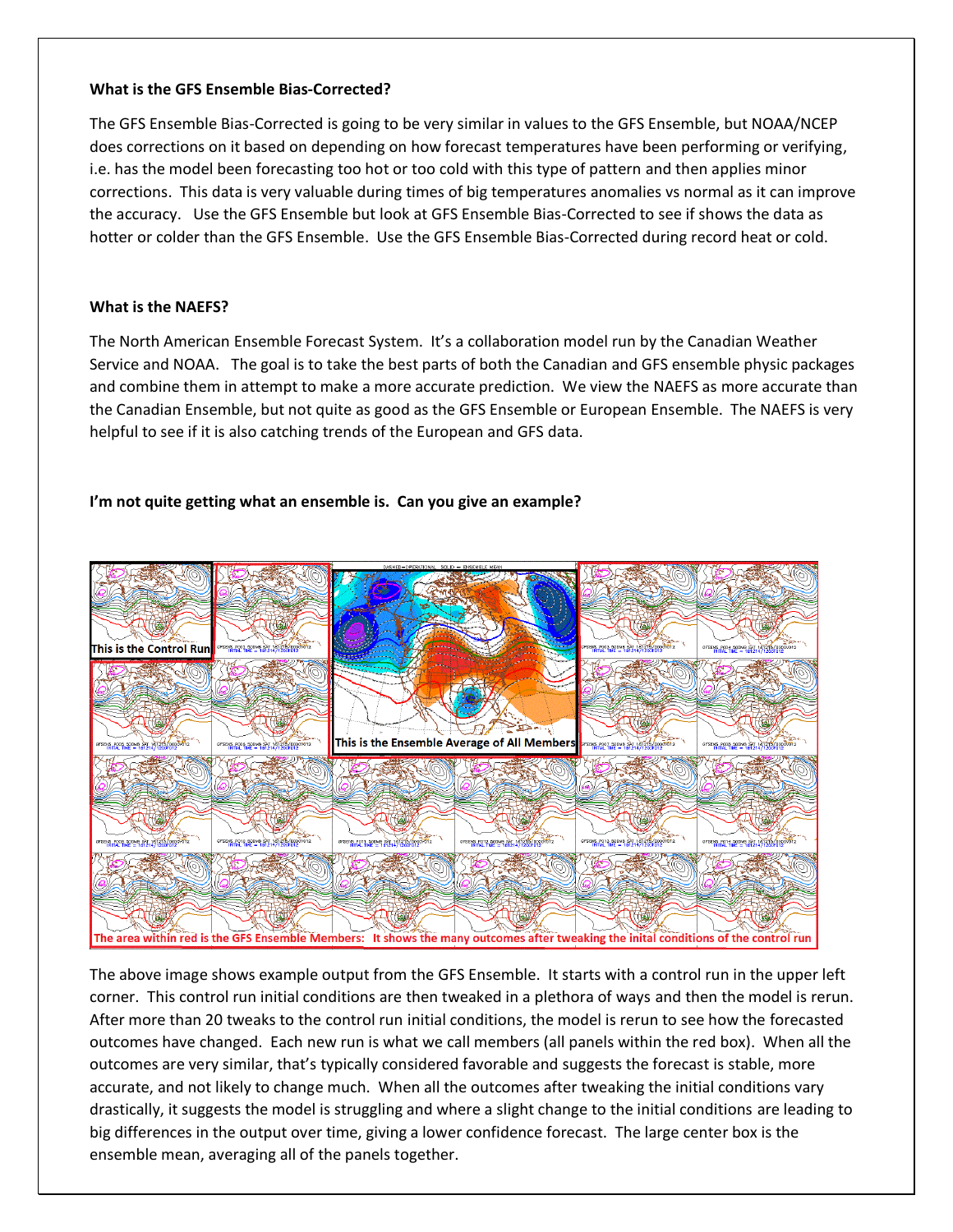**What is the GFS Ensemble Bias-Corrected?**

The GFS Ensemble Bias-Corrected is going to be very similar in values to the GFS Ensemble, but NOAA/NCEP does corrections on it based on depending on how forecast temperatures have been performing or verifying, i.e. has the model been forecasting too hot or too cold with this type of pattern and then applies minor corrections. This data is very valuable during times of big temperatures anomalies vs normal as it can improve the accuracy. Use the GFS Ensemble but look at GFS Ensemble Bias-Corrected to see if shows the data as hotter or colder than the GFS Ensemble. Use the GFS Ensemble Bias-Corrected during record heat or cold.

**What is the NAEFS?**

The North American Ensemble Forecast System. It's a collaboration model run by the Canadian Weather Service and NOAA. The goal is to take the best parts of both the Canadian and GFS ensemble physic packages and combine them in attempt to make a more accurate prediction. We view the NAEFS as more accurate than the Canadian Ensemble, but not quite as good as the GFS Ensemble or European Ensemble. The NAEFS is very helpful to see if it is also catching trends of the European and GFS data.

**I'm not quite getting what an ensemble is. Can you give an example?**

This is the Control Run

This is the Ensemble Average of All Members

The area within red is the GFS Ensemble Members: It shows the many outcomes after tweaking the inital conditions of the control run

The above image shows example output from the GFS Ensemble. It starts with a control run in the upper left corner. This control run initial conditions are then tweaked in a plethora of ways and then the model is rerun. After more than 20 tweaks to the control run initial conditions, the model is rerun to see how the forecasted outcomes have changed. Each new run is what we call members (all panels within the red box). When all the outcomes are very similar, that's typically considered favorable and suggests the forecast is stable, more accurate, and not likely to change much. When all the outcomes after tweaking the initial conditions vary drastically, it suggests the model is struggling and where a slight change to the initial conditions are leading to big differences in the output over time, giving a lower confidence forecast. The large center box is the ensemble mean, averaging all of the panels together.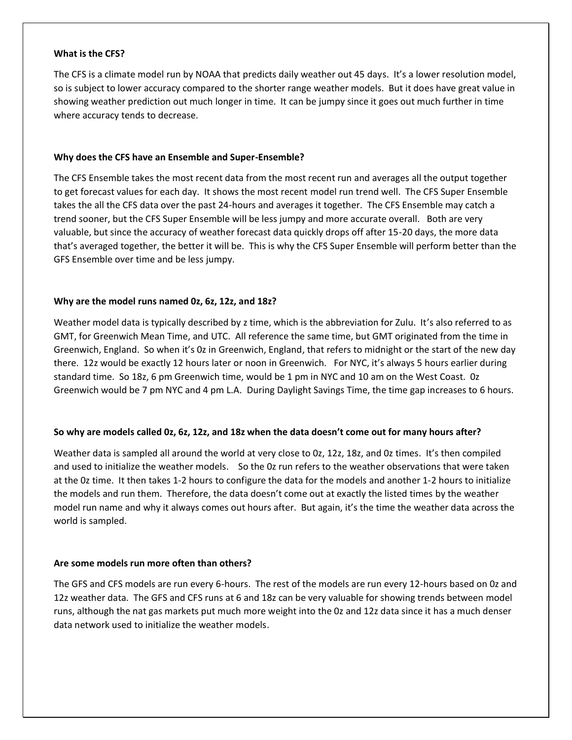**What is the CFS?**

The CFS is a climate model run by NOAA that predicts daily weather out 45 days. It's a lower resolution model, so is subject to lower accuracy compared to the shorter range weather models. But it does have great value in showing weather prediction out much longer in time. It can be jumpy since it goes out much further in time where accuracy tends to decrease.

**Why does the CFS have an Ensemble and Super-Ensemble?**

The CFS Ensemble takes the most recent data from the most recent run and averages all the output together to get forecast values for each day. It shows the most recent model run trend well. The CFS Super Ensemble takes the all the CFS data over the past 24-hours and averages it together. The CFS Ensemble may catch a trend sooner, but the CFS Super Ensemble will be less jumpy and more accurate overall. Both are very valuable, but since the accuracy of weather forecast data quickly drops off after 15-20 days, the more data that's averaged together, the better it will be. This is why the CFS Super Ensemble will perform better than the GFS Ensemble over time and be less jumpy.

**Why are the model runs named 0z, 6z, 12z, and 18z?**

Weather model data is typically described by z time, which is the abbreviation for Zulu. It's also referred to as GMT, for Greenwich Mean Time, and UTC. All reference the same time, but GMT originated from the time in Greenwich, England. So when it's 0z in Greenwich, England, that refers to midnight or the start of the new day there. 12z would be exactly 12 hours later or noon in Greenwich. For NYC, it's always 5 hours earlier during standard time. So 18z, 6 pm Greenwich time, would be 1 pm in NYC and 10 am on the West Coast. 0z Greenwich would be 7 pm NYC and 4 pm L.A. During Daylight Savings Time, the time gap increases to 6 hours.

**So why are models called 0z, 6z, 12z, and 18z when the data doesn't come out for many hours after?**

Weather data is sampled all around the world at very close to 0z, 12z, 18z, and 0z times. It's then compiled and used to initialize the weather models. So the 0z run refers to the weather observations that were taken at the 0z time. It then takes 1-2 hours to configure the data for the models and another 1-2 hours to initialize the models and run them. Therefore, the data doesn't come out at exactly the listed times by the weather model run name and why it always comes out hours after. But again, it's the time the weather data across the world is sampled.

**Are some models run more often than others?**

The GFS and CFS models are run every 6-hours. The rest of the models are run every 12-hours based on 0z and 12z weather data. The GFS and CFS runs at 6 and 18z can be very valuable for showing trends between model runs, although the nat gas markets put much more weight into the 0z and 12z data since it has a much denser data network used to initialize the weather models.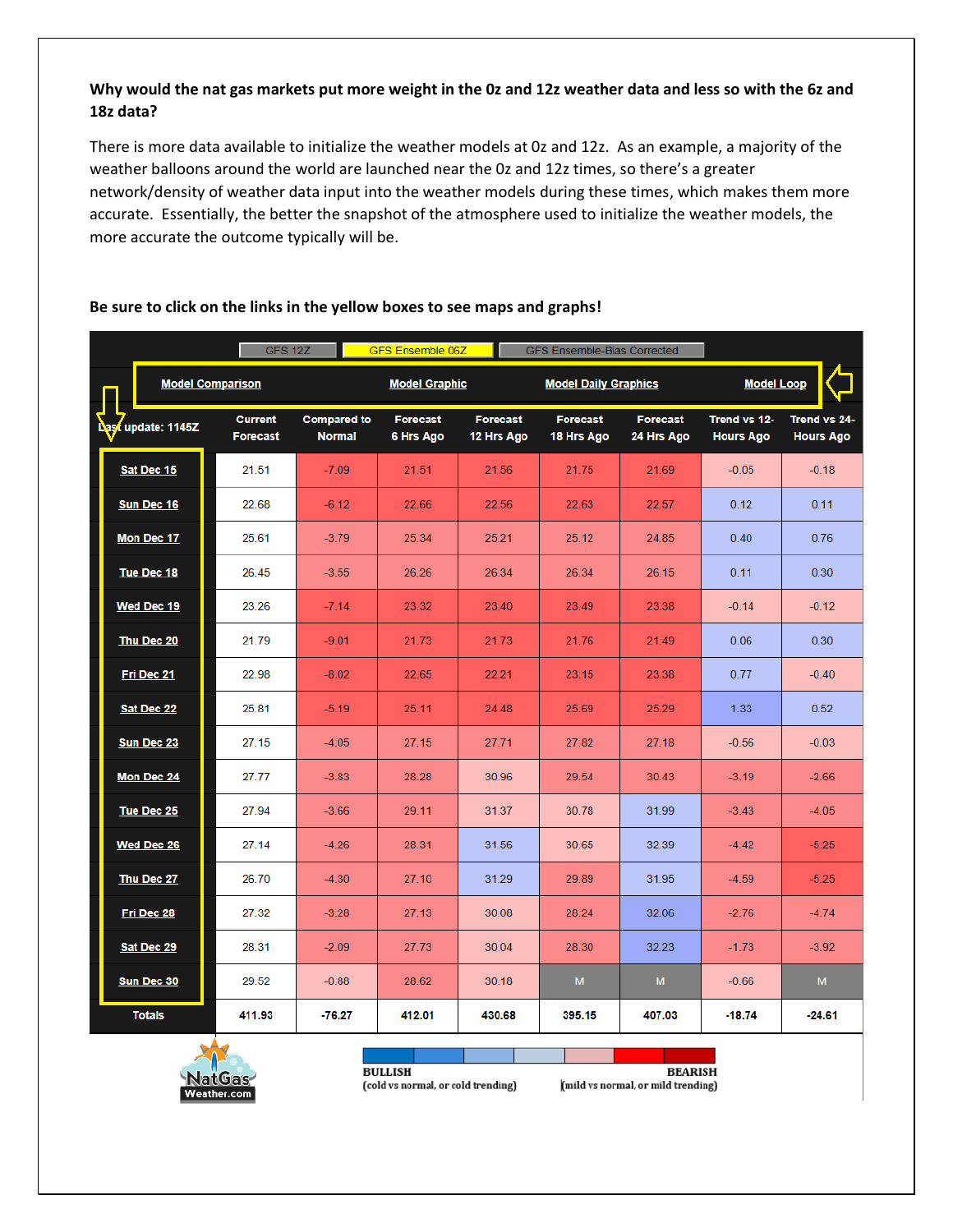**Why would the nat gas markets put more weight in the 0z and 12z weather data and less so with the 6z and 18z data?**

There is more data available to initialize the weather models at 0z and 12z. As an example, a majority of the weather balloons around the world are launched near the 0z and 12z times, so there's a greater network/density of weather data input into the weather models during these times, which makes them more accurate. Essentially, the better the snapshot of the atmosphere used to initialize the weather models, the more accurate the outcome typically will be.

**Be sure to click on the links in the yellow boxes to see maps and graphs!**

GFS 12Z | GFS Ensemble 06Z | GFS Ensemble-Bias Corrected

Model Comparison | Model Graphic | Model Daily Graphics | Model Loop

| Last update: 1145Z | Current Forecast | Compared to Normal | Forecast 6 Hrs Ago | Forecast 12 Hrs Ago | Forecast 18 Hrs Ago | Forecast 24 Hrs Ago | Trend vs 12-Hours Ago | Trend vs 24-Hours Ago |
|---|---|---|---|---|---|---|---|---|
| Sat Dec 15 | 21.51 | -7.09 | 21.51 | 21.56 | 21.75 | 21.69 | -0.05 | -0.18 |
| Sun Dec 16 | 22.68 | -6.12 | 22.66 | 22.56 | 22.63 | 22.57 | 0.12 | 0.11 |
| Mon Dec 17 | 25.61 | -3.79 | 25.34 | 25.21 | 25.12 | 24.85 | 0.40 | 0.76 |
| Tue Dec 18 | 26.45 | -3.55 | 26.26 | 26.34 | 26.34 | 26.15 | 0.11 | 0.30 |
| Wed Dec 19 | 23.26 | -7.14 | 23.32 | 23.40 | 23.49 | 23.38 | -0.14 | -0.12 |
| Thu Dec 20 | 21.79 | -9.01 | 21.73 | 21.73 | 21.76 | 21.49 | 0.06 | 0.30 |
| Fri Dec 21 | 22.98 | -8.02 | 22.65 | 22.21 | 23.15 | 23.38 | 0.77 | -0.40 |
| Sat Dec 22 | 25.81 | -5.19 | 25.11 | 24.48 | 25.69 | 25.29 | 1.33 | 0.52 |
| Sun Dec 23 | 27.15 | -4.05 | 27.15 | 27.71 | 27.82 | 27.18 | -0.56 | -0.03 |
| Mon Dec 24 | 27.77 | -3.83 | 28.28 | 30.96 | 29.54 | 30.43 | -3.19 | -2.66 |
| Tue Dec 25 | 27.94 | -3.66 | 29.11 | 31.37 | 30.78 | 31.99 | -3.43 | -4.05 |
| Wed Dec 26 | 27.14 | -4.26 | 28.31 | 31.56 | 30.65 | 32.39 | -4.42 | -5.25 |
| Thu Dec 27 | 26.70 | -4.30 | 27.10 | 31.29 | 29.89 | 31.95 | -4.59 | -5.25 |
| Fri Dec 28 | 27.32 | -3.28 | 27.13 | 30.08 | 28.24 | 32.06 | -2.76 | -4.74 |
| Sat Dec 29 | 28.31 | -2.09 | 27.73 | 30.04 | 28.30 | 32.23 | -1.73 | -3.92 |
| Sun Dec 30 | 29.52 | -0.88 | 28.62 | 30.18 | M | M | -0.66 | M |
| Totals | 411.93 | -76.27 | 412.01 | 430.68 | 395.15 | 407.03 | -18.74 | -24.61 |

NatGas Weather.com

BULLISH (cold vs normal, or cold trending)

BEARISH (mild vs normal, or mild trending)